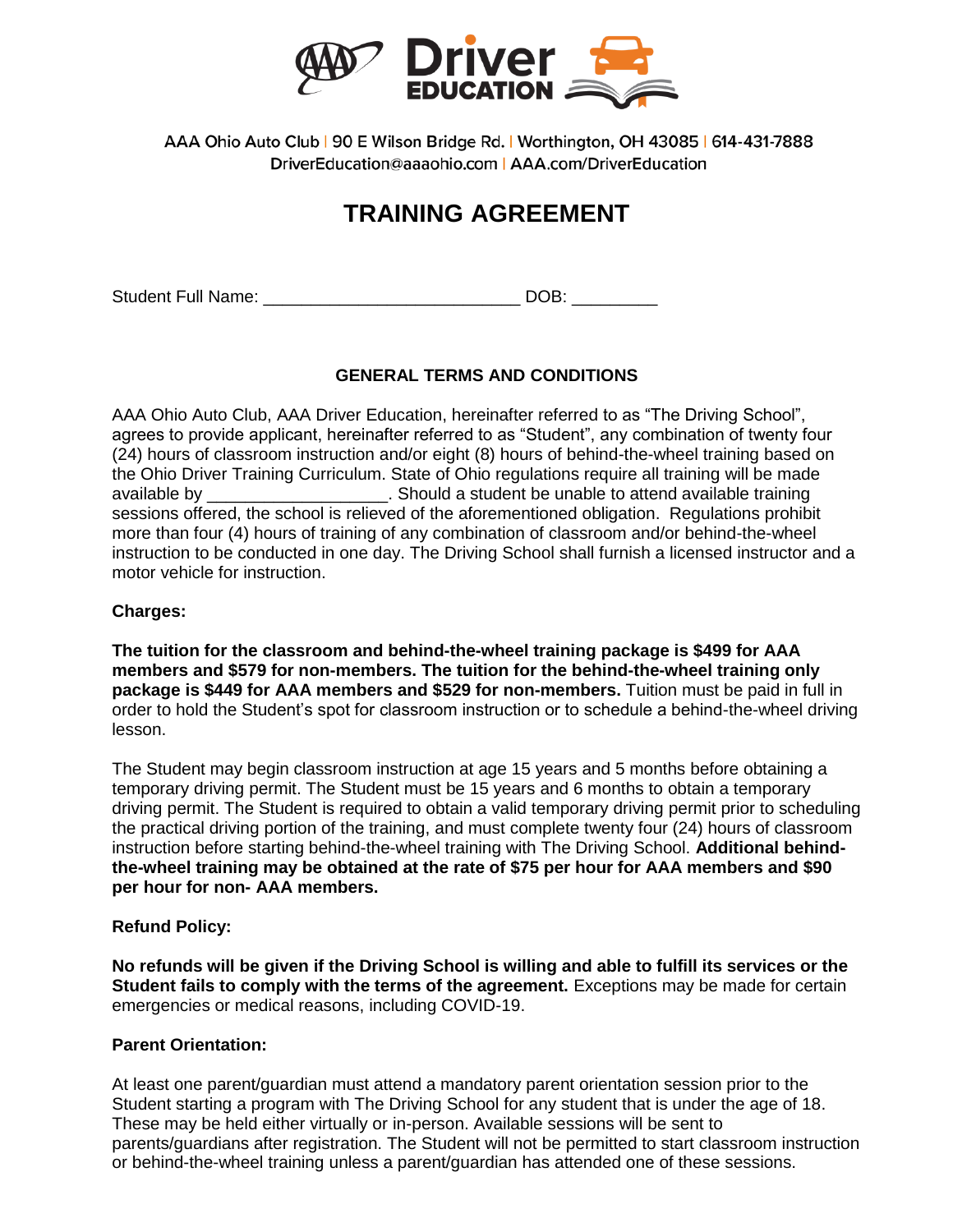AAA Driver Education

AAA Ohio Auto Club | 90 E Wilson Bridge Rd. | Worthington, OH 43085 | 614-431-7888
DriverEducation@aaaohio.com | AAA.com/DriverEducation

# TRAINING AGREEMENT

Student Full Name: ___________________________ DOB: _________

## GENERAL TERMS AND CONDITIONS

AAA Ohio Auto Club, AAA Driver Education, hereinafter referred to as "The Driving School", agrees to provide applicant, hereinafter referred to as "Student", any combination of twenty four (24) hours of classroom instruction and/or eight (8) hours of behind-the-wheel training based on the Ohio Driver Training Curriculum. State of Ohio regulations require all training will be made available by ___________________. Should a student be unable to attend available training sessions offered, the school is relieved of the aforementioned obligation. Regulations prohibit more than four (4) hours of training of any combination of classroom and/or behind-the-wheel instruction to be conducted in one day. The Driving School shall furnish a licensed instructor and a motor vehicle for instruction.

**Charges:**

**The tuition for the classroom and behind-the-wheel training package is $499 for AAA members and $579 for non-members. The tuition for the behind-the-wheel training only package is $449 for AAA members and $529 for non-members.** Tuition must be paid in full in order to hold the Student's spot for classroom instruction or to schedule a behind-the-wheel driving lesson.

The Student may begin classroom instruction at age 15 years and 5 months before obtaining a temporary driving permit. The Student must be 15 years and 6 months to obtain a temporary driving permit. The Student is required to obtain a valid temporary driving permit prior to scheduling the practical driving portion of the training, and must complete twenty four (24) hours of classroom instruction before starting behind-the-wheel training with The Driving School. **Additional behind-the-wheel training may be obtained at the rate of $75 per hour for AAA members and $90 per hour for non- AAA members.**

**Refund Policy:**

**No refunds will be given if the Driving School is willing and able to fulfill its services or the Student fails to comply with the terms of the agreement.** Exceptions may be made for certain emergencies or medical reasons, including COVID-19.

**Parent Orientation:**

At least one parent/guardian must attend a mandatory parent orientation session prior to the Student starting a program with The Driving School for any student that is under the age of 18. These may be held either virtually or in-person. Available sessions will be sent to parents/guardians after registration. The Student will not be permitted to start classroom instruction or behind-the-wheel training unless a parent/guardian has attended one of these sessions.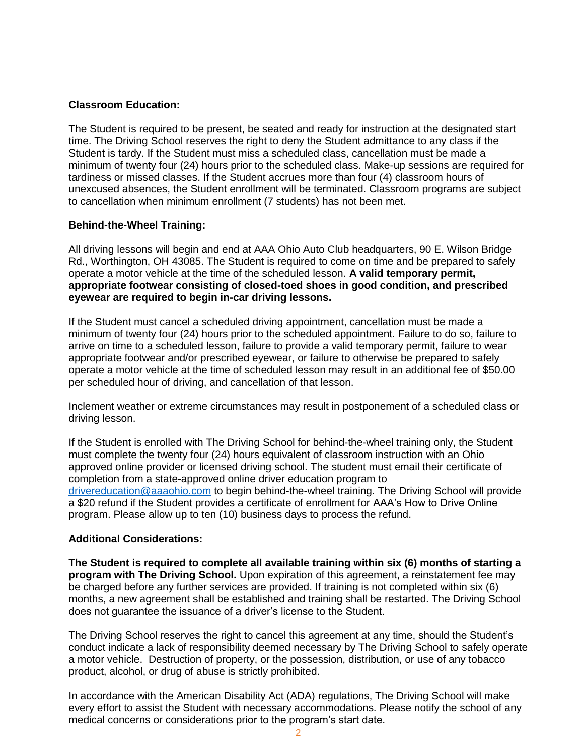**Classroom Education:**

The Student is required to be present, be seated and ready for instruction at the designated start time. The Driving School reserves the right to deny the Student admittance to any class if the Student is tardy. If the Student must miss a scheduled class, cancellation must be made a minimum of twenty four (24) hours prior to the scheduled class. Make-up sessions are required for tardiness or missed classes. If the Student accrues more than four (4) classroom hours of unexcused absences, the Student enrollment will be terminated. Classroom programs are subject to cancellation when minimum enrollment (7 students) has not been met.

**Behind-the-Wheel Training:**

All driving lessons will begin and end at AAA Ohio Auto Club headquarters, 90 E. Wilson Bridge Rd., Worthington, OH 43085. The Student is required to come on time and be prepared to safely operate a motor vehicle at the time of the scheduled lesson. **A valid temporary permit, appropriate footwear consisting of closed-toed shoes in good condition, and prescribed eyewear are required to begin in-car driving lessons.**

If the Student must cancel a scheduled driving appointment, cancellation must be made a minimum of twenty four (24) hours prior to the scheduled appointment. Failure to do so, failure to arrive on time to a scheduled lesson, failure to provide a valid temporary permit, failure to wear appropriate footwear and/or prescribed eyewear, or failure to otherwise be prepared to safely operate a motor vehicle at the time of scheduled lesson may result in an additional fee of $50.00 per scheduled hour of driving, and cancellation of that lesson.

Inclement weather or extreme circumstances may result in postponement of a scheduled class or driving lesson.

If the Student is enrolled with The Driving School for behind-the-wheel training only, the Student must complete the twenty four (24) hours equivalent of classroom instruction with an Ohio approved online provider or licensed driving school. The student must email their certificate of completion from a state-approved online driver education program to [drivereducation@aaaohio.com](mailto:drivereducation@aaaohio.com) to begin behind-the-wheel training. The Driving School will provide a $20 refund if the Student provides a certificate of enrollment for AAA's How to Drive Online program. Please allow up to ten (10) business days to process the refund.

**Additional Considerations:**

**The Student is required to complete all available training within six (6) months of starting a program with The Driving School.** Upon expiration of this agreement, a reinstatement fee may be charged before any further services are provided. If training is not completed within six (6) months, a new agreement shall be established and training shall be restarted. The Driving School does not guarantee the issuance of a driver's license to the Student.

The Driving School reserves the right to cancel this agreement at any time, should the Student's conduct indicate a lack of responsibility deemed necessary by The Driving School to safely operate a motor vehicle. Destruction of property, or the possession, distribution, or use of any tobacco product, alcohol, or drug of abuse is strictly prohibited.

In accordance with the American Disability Act (ADA) regulations, The Driving School will make every effort to assist the Student with necessary accommodations. Please notify the school of any medical concerns or considerations prior to the program's start date.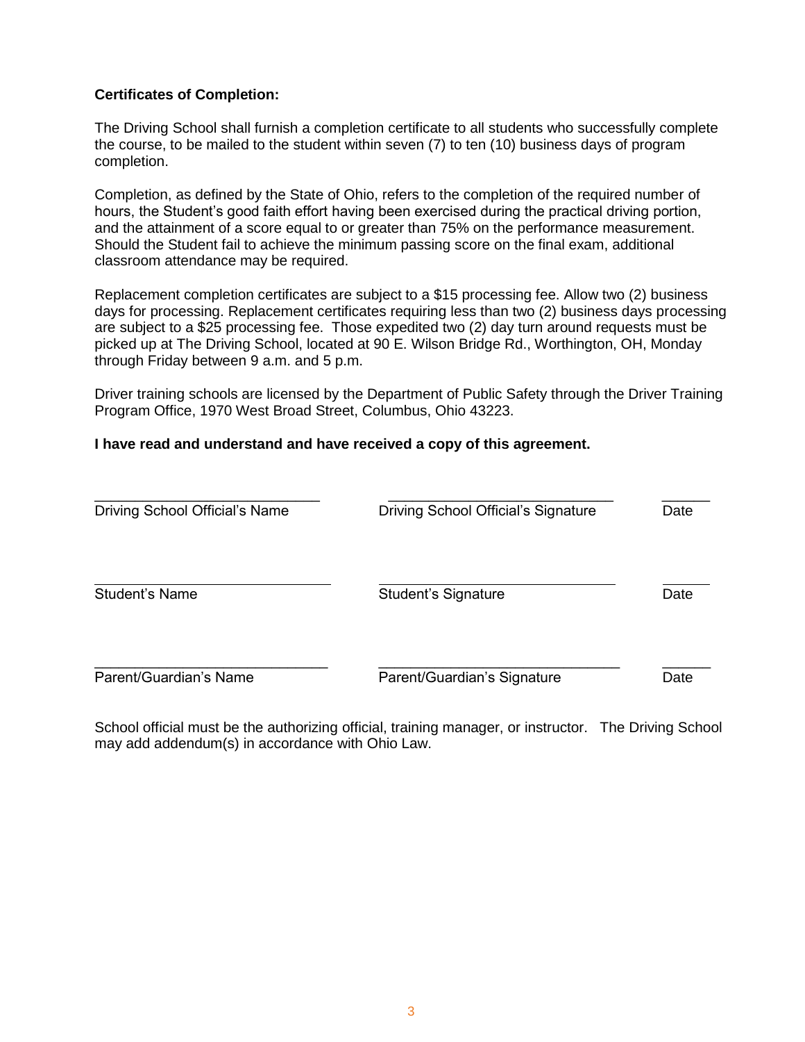**Certificates of Completion:**

The Driving School shall furnish a completion certificate to all students who successfully complete the course, to be mailed to the student within seven (7) to ten (10) business days of program completion.

Completion, as defined by the State of Ohio, refers to the completion of the required number of hours, the Student's good faith effort having been exercised during the practical driving portion, and the attainment of a score equal to or greater than 75% on the performance measurement. Should the Student fail to achieve the minimum passing score on the final exam, additional classroom attendance may be required.

Replacement completion certificates are subject to a $15 processing fee. Allow two (2) business days for processing. Replacement certificates requiring less than two (2) business days processing are subject to a $25 processing fee. Those expedited two (2) day turn around requests must be picked up at The Driving School, located at 90 E. Wilson Bridge Rd., Worthington, OH, Monday through Friday between 9 a.m. and 5 p.m.

Driver training schools are licensed by the Department of Public Safety through the Driver Training Program Office, 1970 West Broad Street, Columbus, Ohio 43223.

**I have read and understand and have received a copy of this agreement.**

| | | |
|---|---|---|
| ____________________________ | ____________________________ | ______ |
| Driving School Official's Name | Driving School Official's Signature | Date |
| ____________________________ | ____________________________ | ______ |
| Student's Name | Student's Signature | Date |
| ____________________________ | ____________________________ | ______ |
| Parent/Guardian's Name | Parent/Guardian's Signature | Date |

School official must be the authorizing official, training manager, or instructor. The Driving School may add addendum(s) in accordance with Ohio Law.